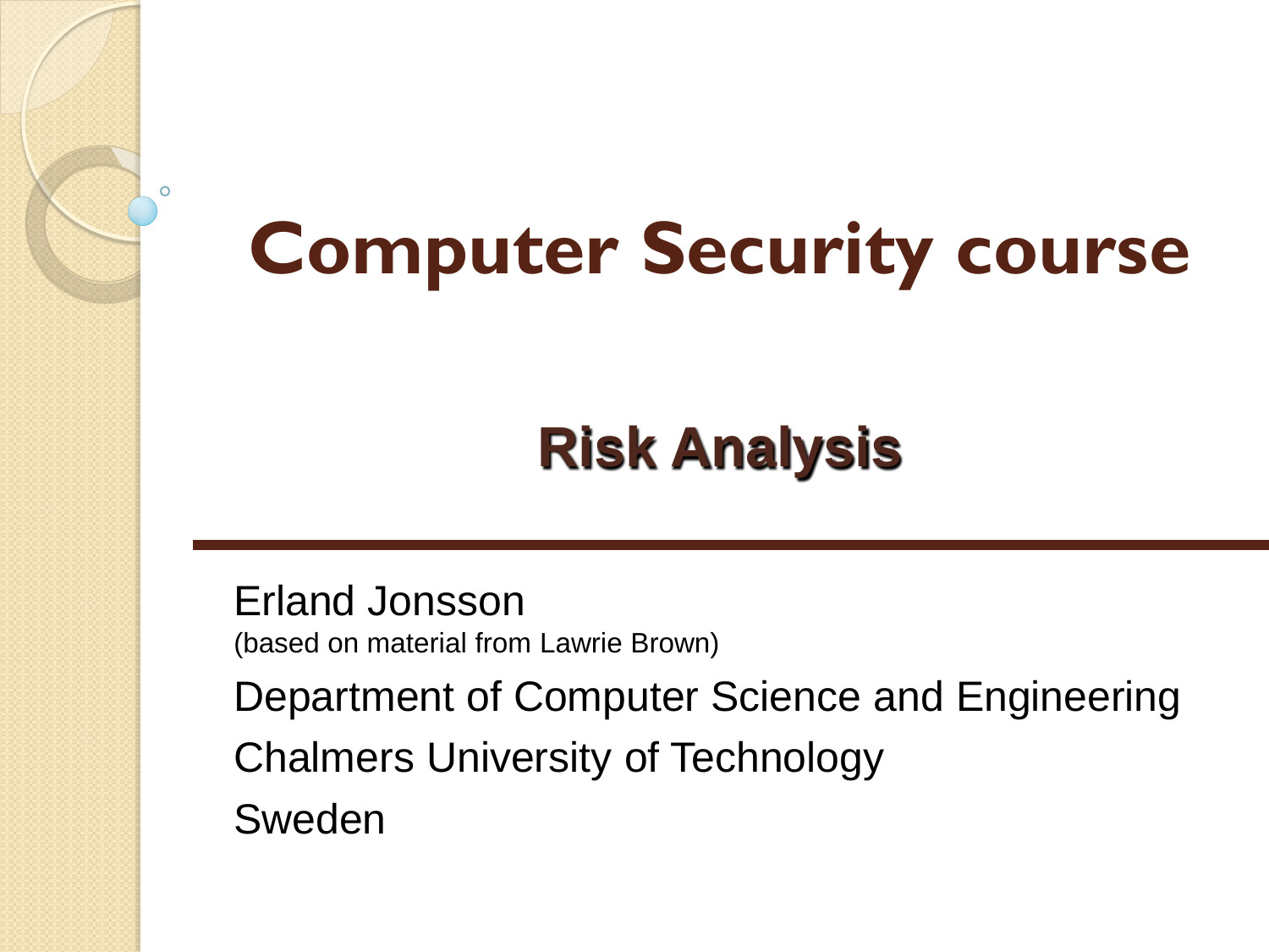# Computer Security course

## Risk Analysis

Erland Jonsson

(based on material from Lawrie Brown)

Department of Computer Science and Engineering

Chalmers University of Technology

Sweden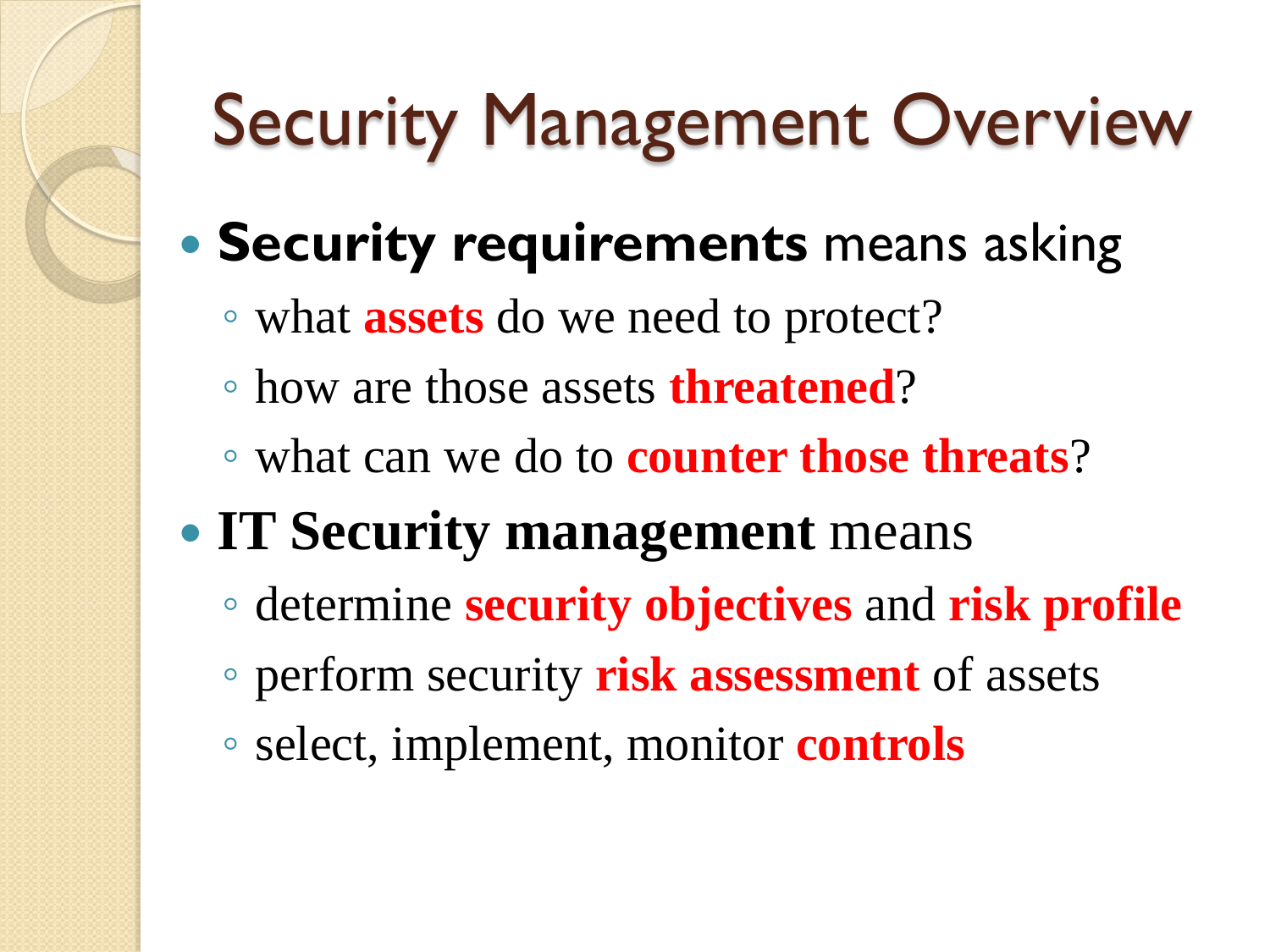# Security Management Overview

- **Security requirements** means asking
  - what **assets** do we need to protect?
  - how are those assets **threatened**?
  - what can we do to **counter those threats**?
- **IT Security management** means
  - determine **security objectives** and **risk profile**
  - perform security **risk assessment** of assets
  - select, implement, monitor **controls**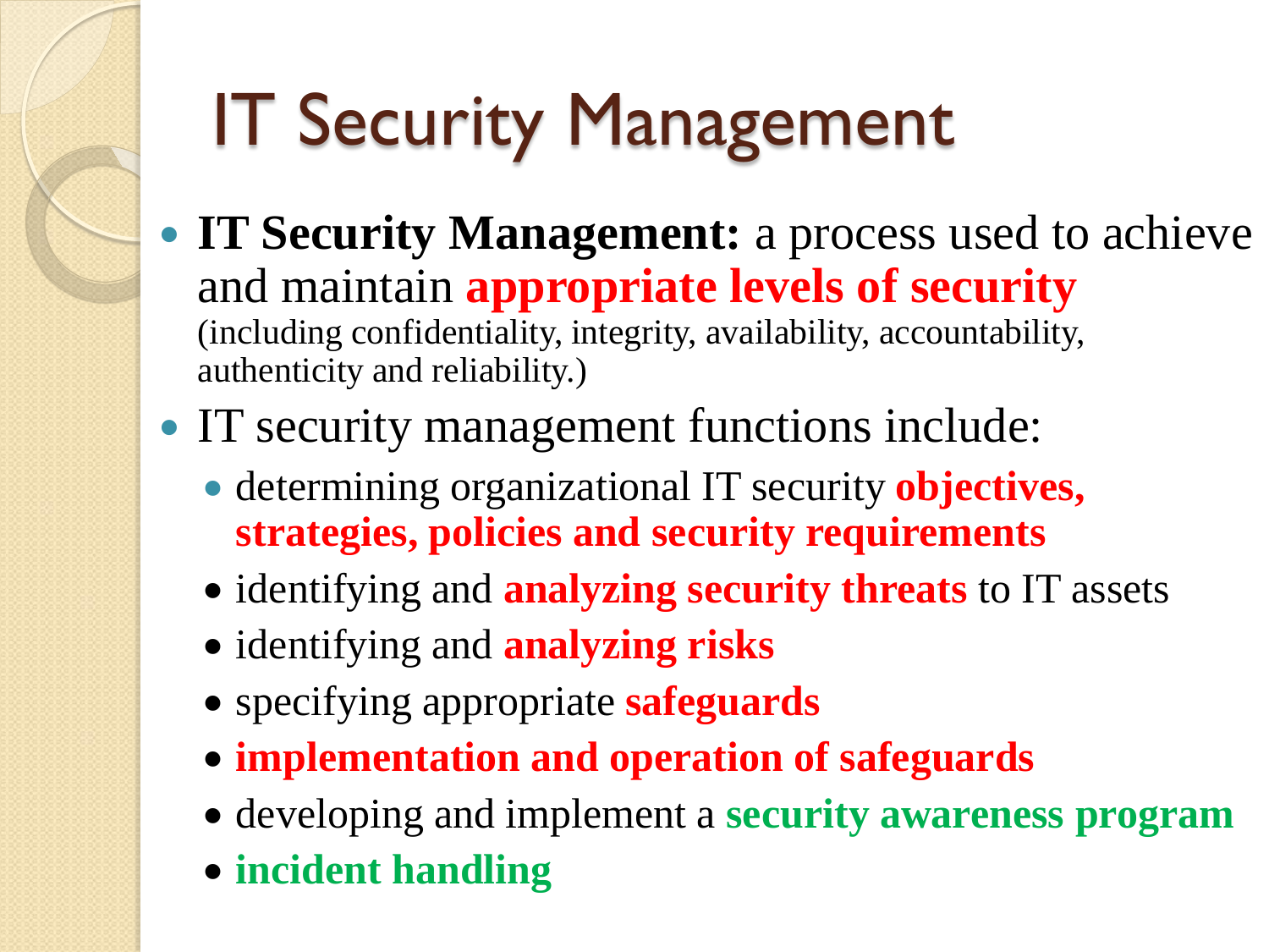# IT Security Management

- **IT Security Management:** a process used to achieve and maintain **appropriate levels of security** (including confidentiality, integrity, availability, accountability, authenticity and reliability.)
- IT security management functions include:
  - determining organizational IT security **objectives, strategies, policies and security requirements**
  - identifying and **analyzing security threats** to IT assets
  - identifying and **analyzing risks**
  - specifying appropriate **safeguards**
  - **implementation and operation of safeguards**
  - developing and implement a **security awareness program**
  - **incident handling**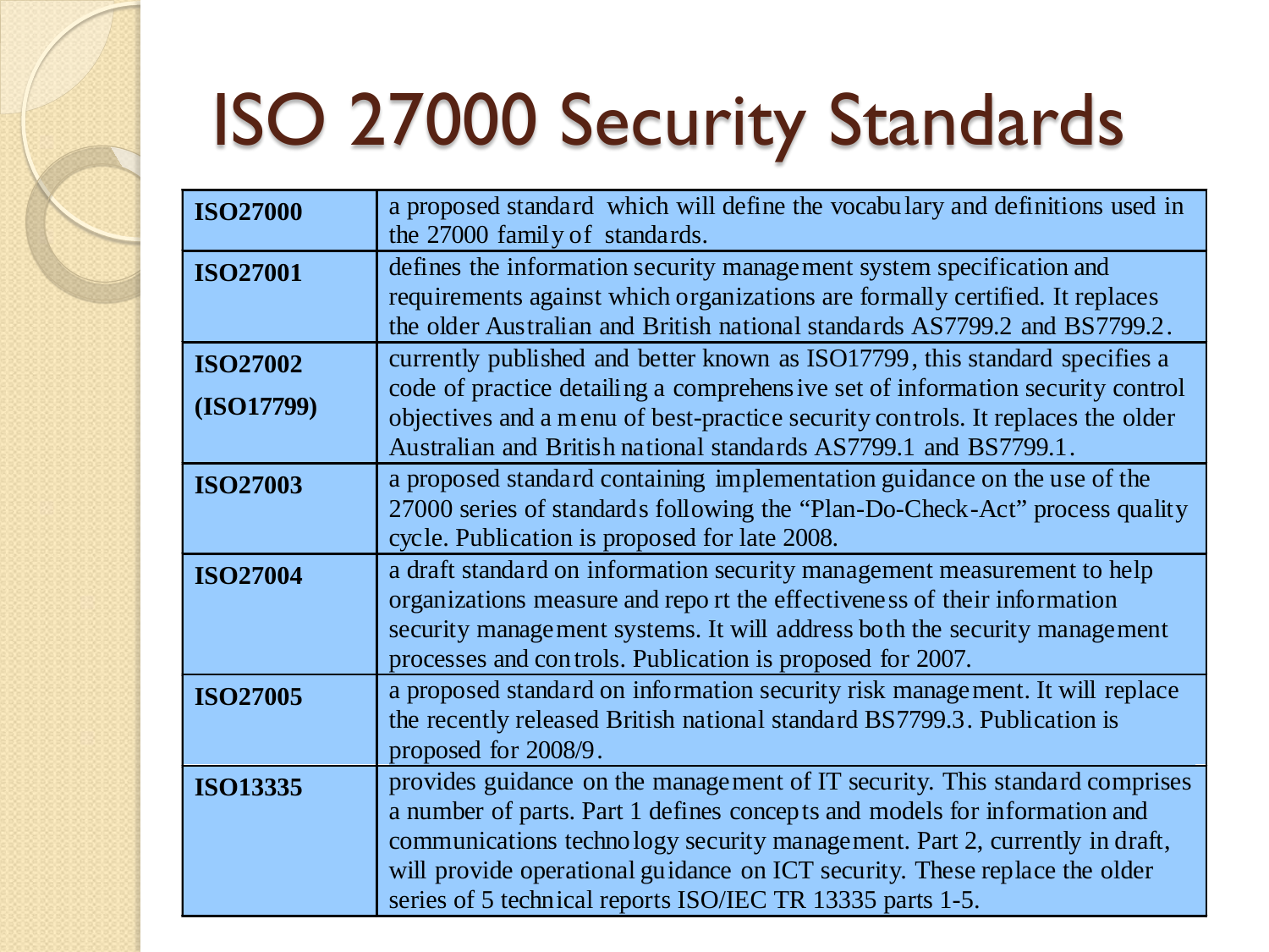# ISO 27000 Security Standards

| | |
|---|---|
| **ISO27000** | a proposed standard which will define the vocabulary and definitions used in the 27000 family of standards. |
| **ISO27001** | defines the information security management system specification and requirements against which organizations are formally certified. It replaces the older Australian and British national standards AS7799.2 and BS7799.2. |
| **ISO27002 (ISO17799)** | currently published and better known as ISO17799, this standard specifies a code of practice detailing a comprehensive set of information security control objectives and a menu of best-practice security controls. It replaces the older Australian and British national standards AS7799.1 and BS7799.1. |
| **ISO27003** | a proposed standard containing implementation guidance on the use of the 27000 series of standards following the "Plan-Do-Check-Act" process quality cycle. Publication is proposed for late 2008. |
| **ISO27004** | a draft standard on information security management measurement to help organizations measure and report the effectiveness of their information security management systems. It will address both the security management processes and controls. Publication is proposed for 2007. |
| **ISO27005** | a proposed standard on information security risk management. It will replace the recently released British national standard BS7799.3. Publication is proposed for 2008/9. |
| **ISO13335** | provides guidance on the management of IT security. This standard comprises a number of parts. Part 1 defines concepts and models for information and communications technology security management. Part 2, currently in draft, will provide operational guidance on ICT security. These replace the older series of 5 technical reports ISO/IEC TR 13335 parts 1-5. |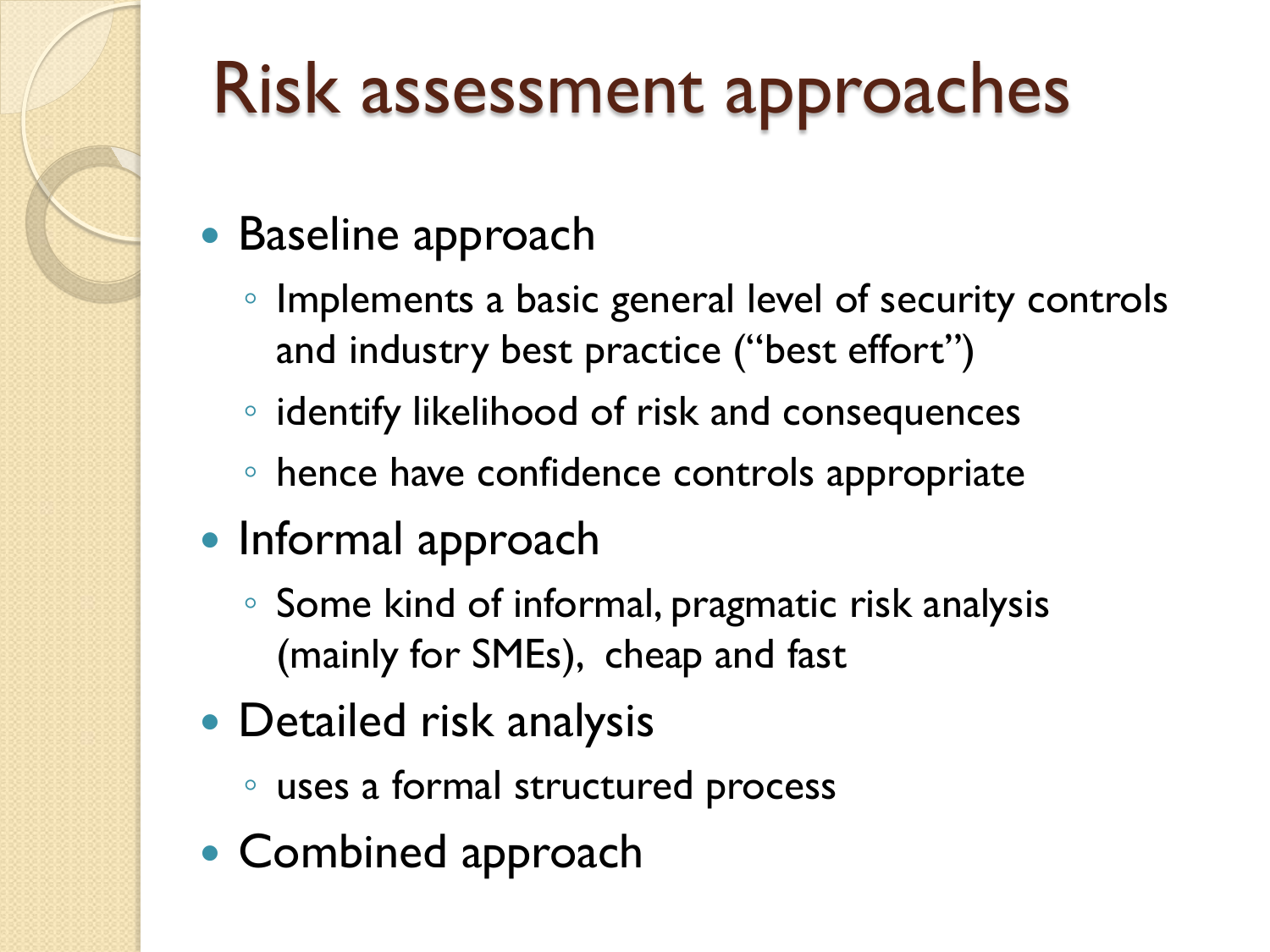# Risk assessment approaches

- Baseline approach
  - Implements a basic general level of security controls and industry best practice ("best effort")
  - identify likelihood of risk and consequences
  - hence have confidence controls appropriate
- Informal approach
  - Some kind of informal, pragmatic risk analysis (mainly for SMEs), cheap and fast
- Detailed risk analysis
  - uses a formal structured process
- Combined approach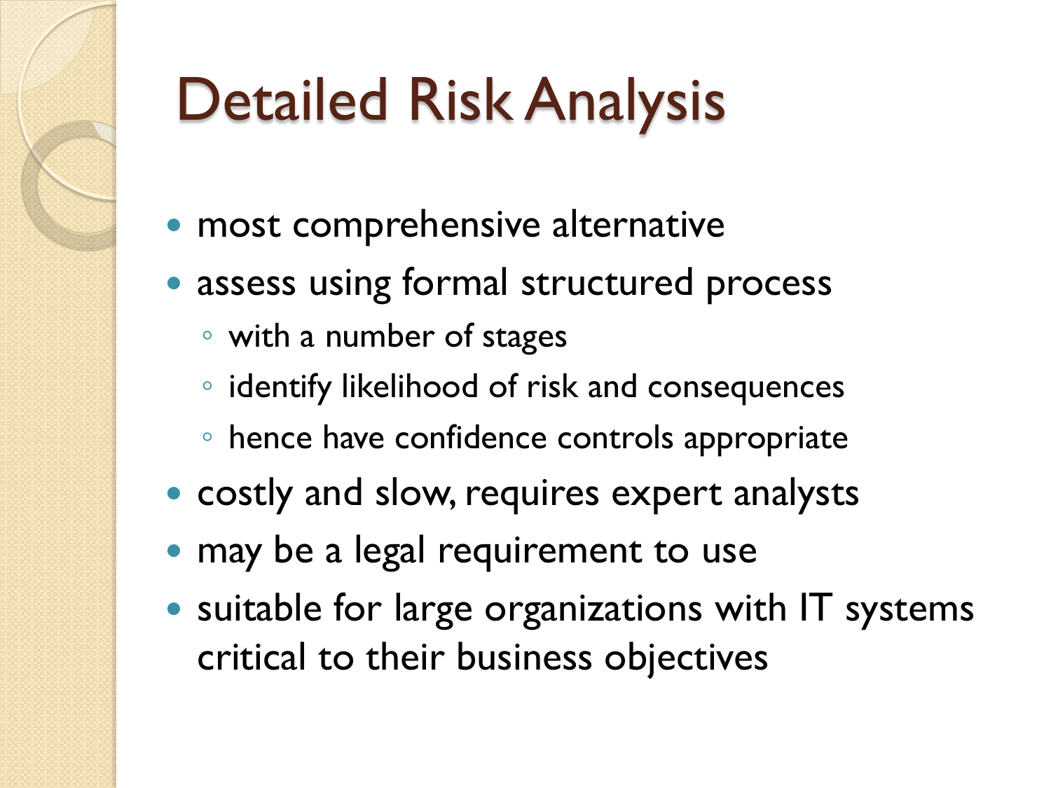# Detailed Risk Analysis

- most comprehensive alternative
- assess using formal structured process
  - with a number of stages
  - identify likelihood of risk and consequences
  - hence have confidence controls appropriate
- costly and slow, requires expert analysts
- may be a legal requirement to use
- suitable for large organizations with IT systems critical to their business objectives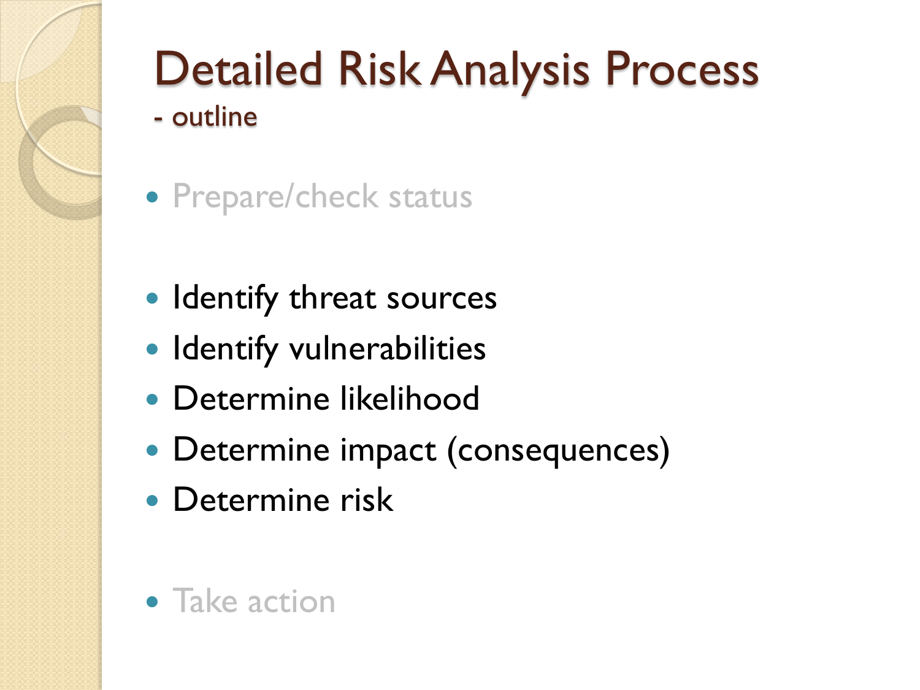# Detailed Risk Analysis Process

## - outline

- Prepare/check status

- Identify threat sources
- Identify vulnerabilities
- Determine likelihood
- Determine impact (consequences)
- Determine risk

- Take action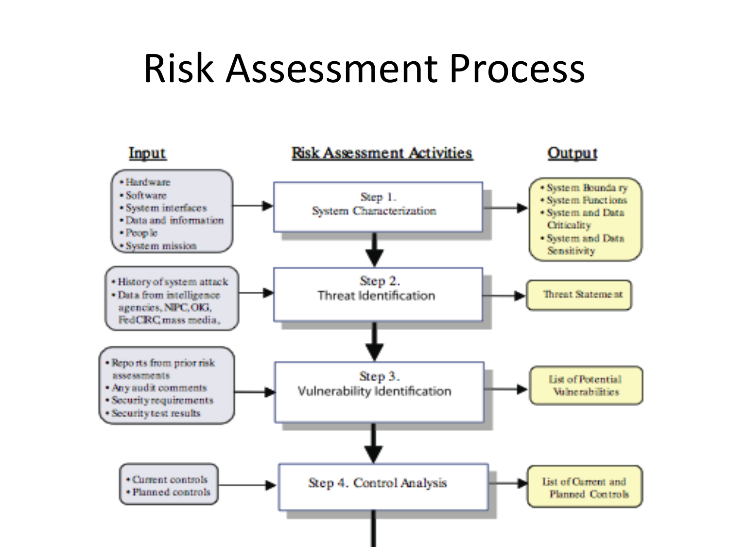# Risk Assessment Process

| Input | Risk Assessment Activities | Output |
| --- | --- | --- |
| • Hardware<br>• Software<br>• System interfaces<br>• Data and information<br>• People<br>• System mission | Step 1. System Characterization | • System Boundary<br>• System Functions<br>• System and Data Criticality<br>• System and Data Sensitivity |
| • History of system attack<br>• Data from intelligence agencies, NIPC, OIG, FedCIRC, mass media, | Step 2. Threat Identification | Threat Statement |
| • Reports from prior risk assessments<br>• Any audit comments<br>• Security requirements<br>• Security test results | Step 3. Vulnerability Identification | List of Potential Vulnerabilities |
| • Current controls<br>• Planned controls | Step 4. Control Analysis | List of Current and Planned Controls |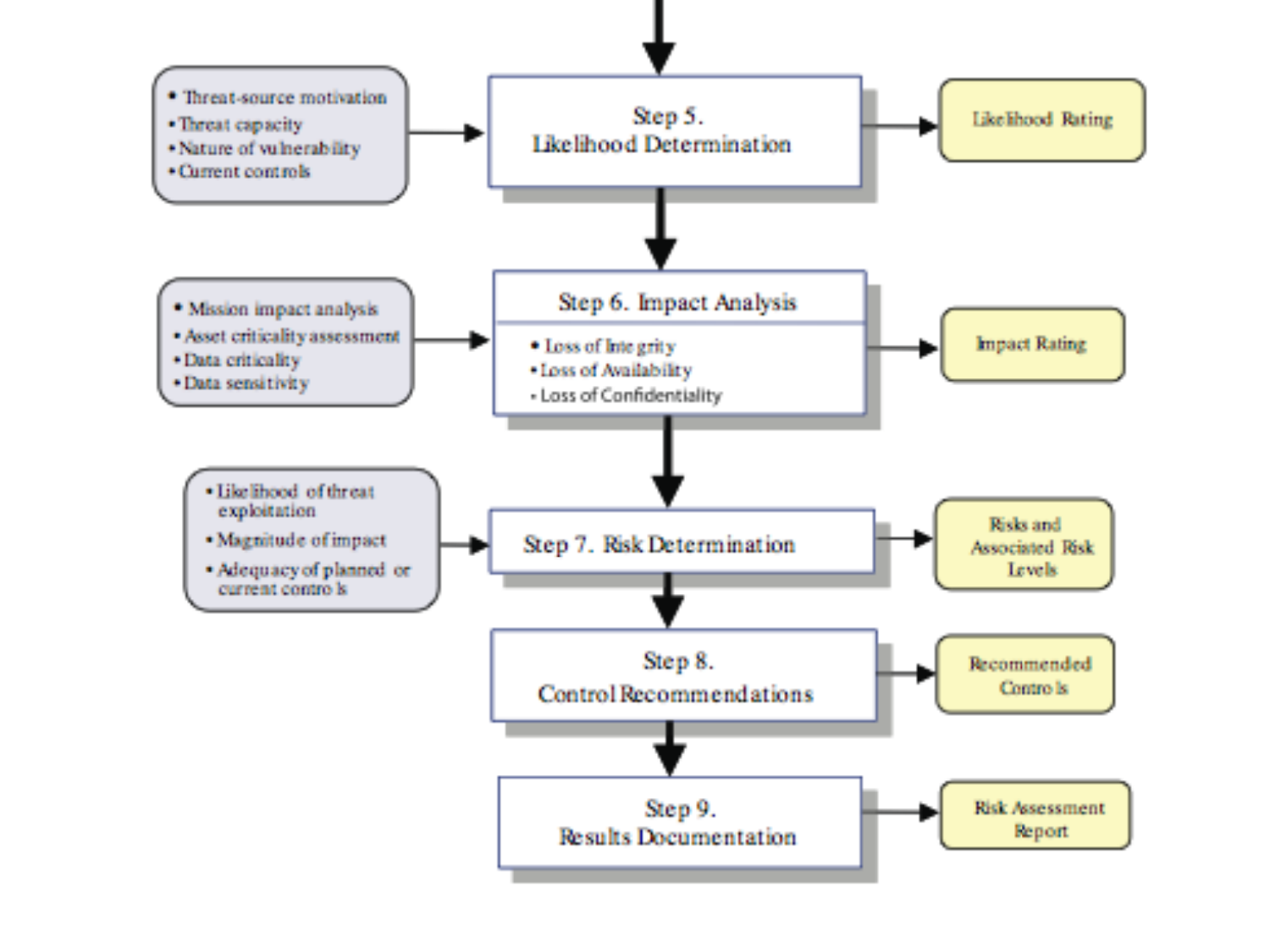- Threat-source motivation
- Threat capacity
- Nature of vulnerability
- Current controls

**Step 5. Likelihood Determination** → Likelihood Rating

- Mission impact analysis
- Asset criticality assessment
- Data criticality
- Data sensitivity

**Step 6. Impact Analysis**

- Loss of Integrity
- Loss of Availability
- Loss of Confidentiality

→ Impact Rating

- Likelihood of threat exploitation
- Magnitude of impact
- Adequacy of planned or current controls

**Step 7. Risk Determination** → Risks and Associated Risk Levels

**Step 8. Control Recommendations** → Recommended Controls

**Step 9. Results Documentation** → Risk Assessment Report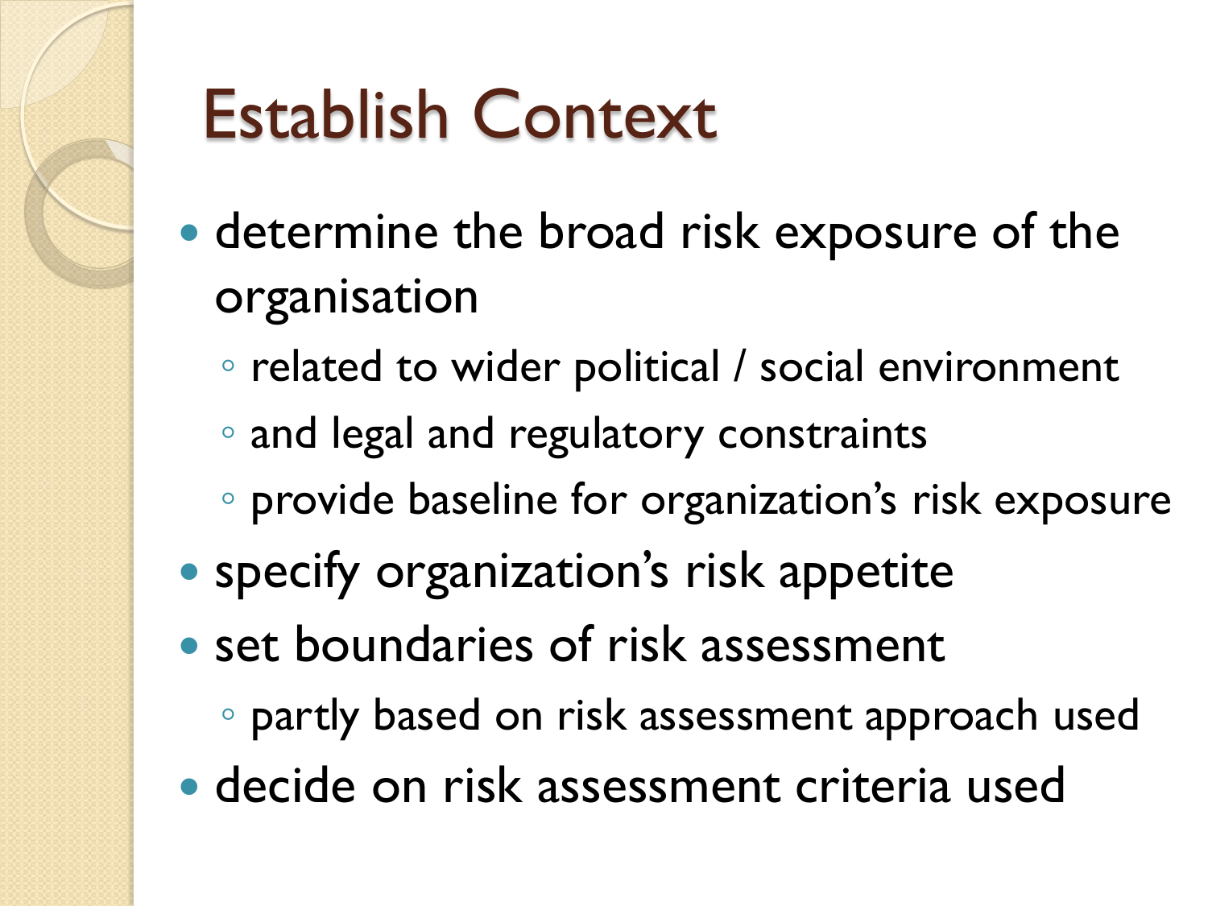# Establish Context

- determine the broad risk exposure of the organisation
  - related to wider political / social environment
  - and legal and regulatory constraints
  - provide baseline for organization's risk exposure
- specify organization's risk appetite
- set boundaries of risk assessment
  - partly based on risk assessment approach used
- decide on risk assessment criteria used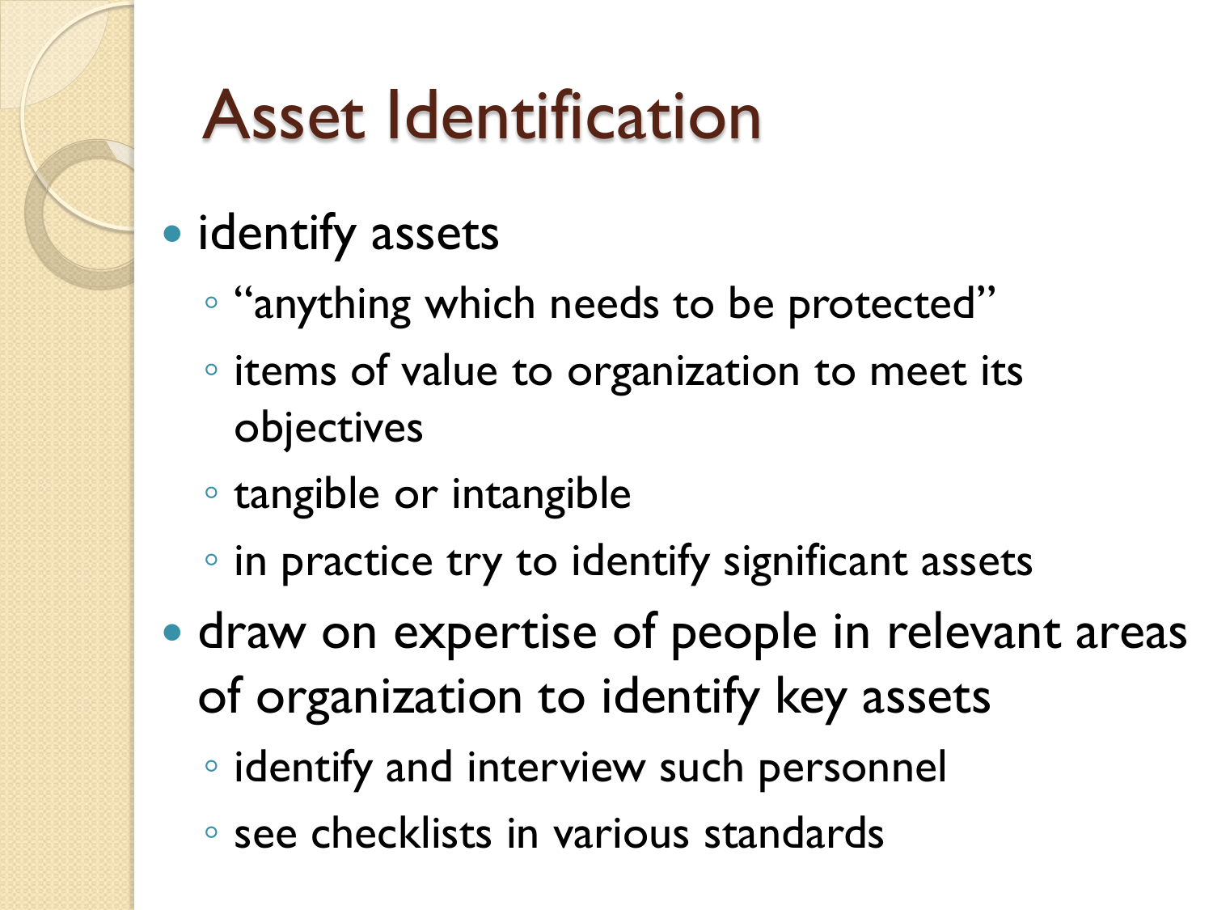# Asset Identification

- identify assets
  - "anything which needs to be protected"
  - items of value to organization to meet its objectives
  - tangible or intangible
  - in practice try to identify significant assets
- draw on expertise of people in relevant areas of organization to identify key assets
  - identify and interview such personnel
  - see checklists in various standards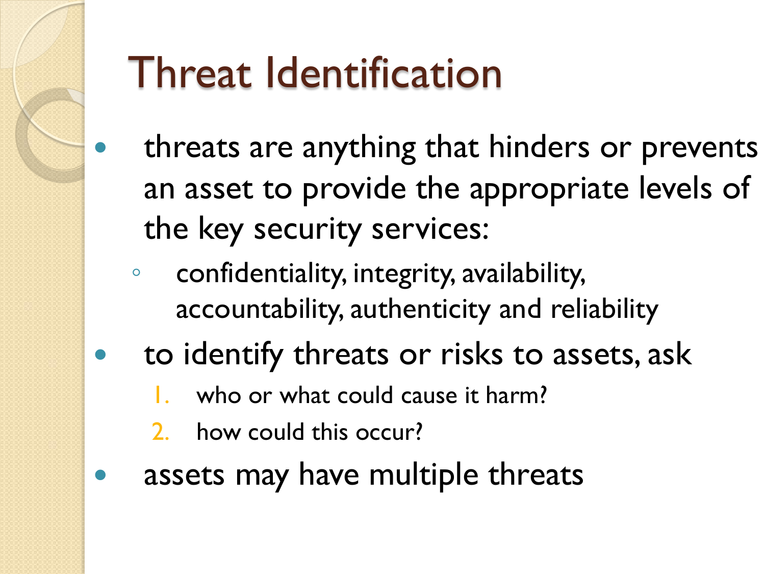# Threat Identification

- threats are anything that hinders or prevents an asset to provide the appropriate levels of the key security services:
  - confidentiality, integrity, availability, accountability, authenticity and reliability
- to identify threats or risks to assets, ask
  1. who or what could cause it harm?
  2. how could this occur?
- assets may have multiple threats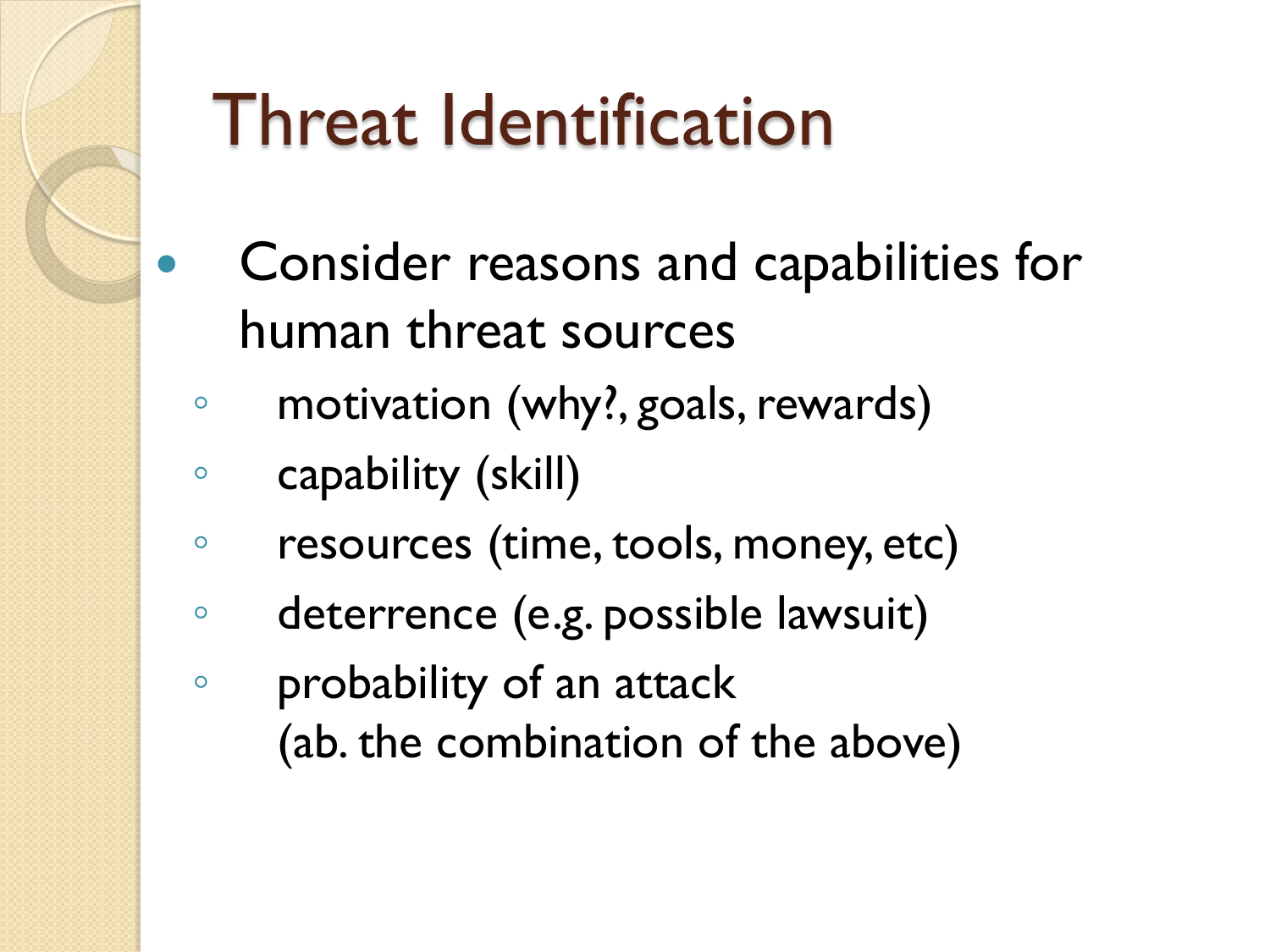# Threat Identification

- Consider reasons and capabilities for human threat sources
  - motivation (why?, goals, rewards)
  - capability (skill)
  - resources (time, tools, money, etc)
  - deterrence (e.g. possible lawsuit)
  - probability of an attack
    (ab. the combination of the above)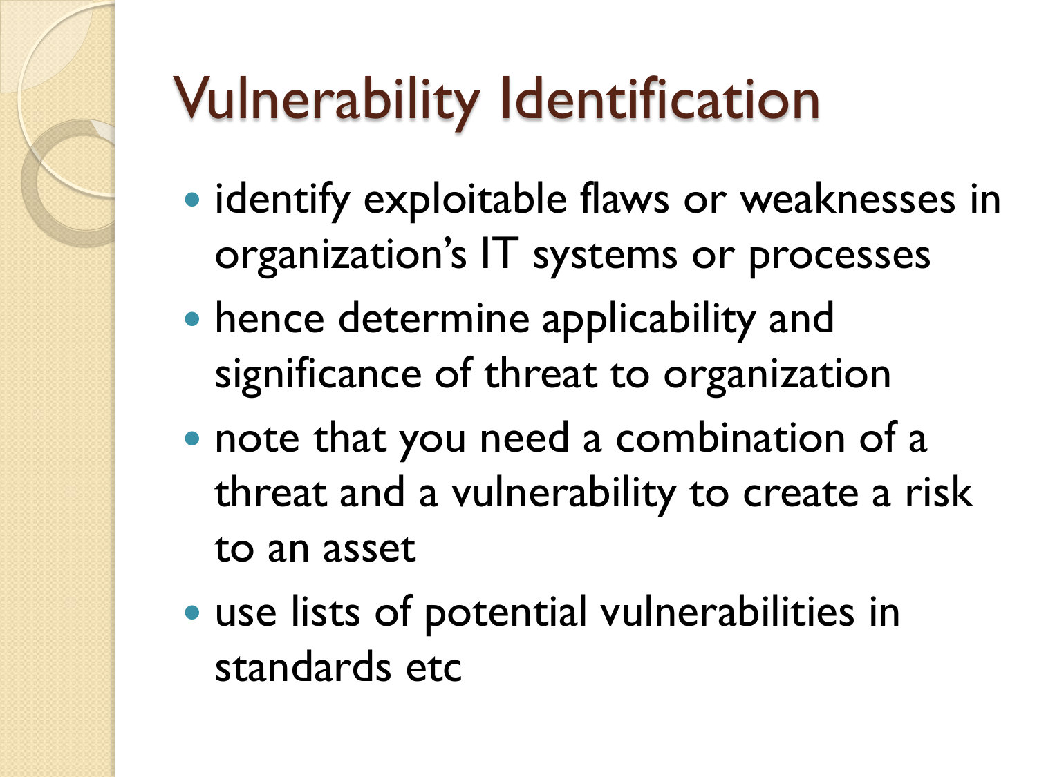# Vulnerability Identification

- identify exploitable flaws or weaknesses in organization's IT systems or processes
- hence determine applicability and significance of threat to organization
- note that you need a combination of a threat and a vulnerability to create a risk to an asset
- use lists of potential vulnerabilities in standards etc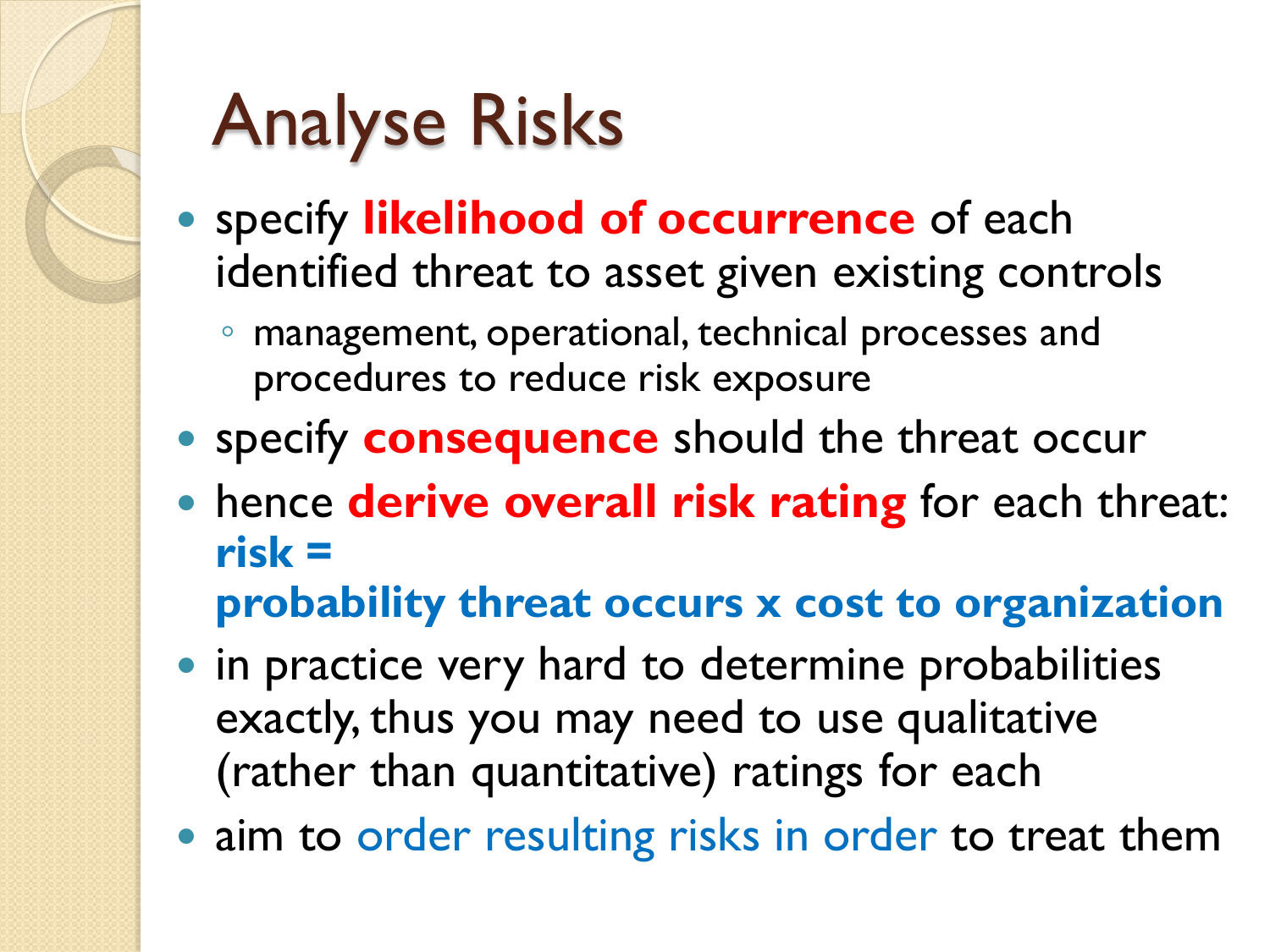# Analyse Risks

- specify **likelihood of occurrence** of each identified threat to asset given existing controls
  - management, operational, technical processes and procedures to reduce risk exposure
- specify **consequence** should the threat occur
- hence **derive overall risk rating** for each threat:
  **risk =**
  **probability threat occurs x cost to organization**
- in practice very hard to determine probabilities exactly, thus you may need to use qualitative (rather than quantitative) ratings for each
- aim to order resulting risks in order to treat them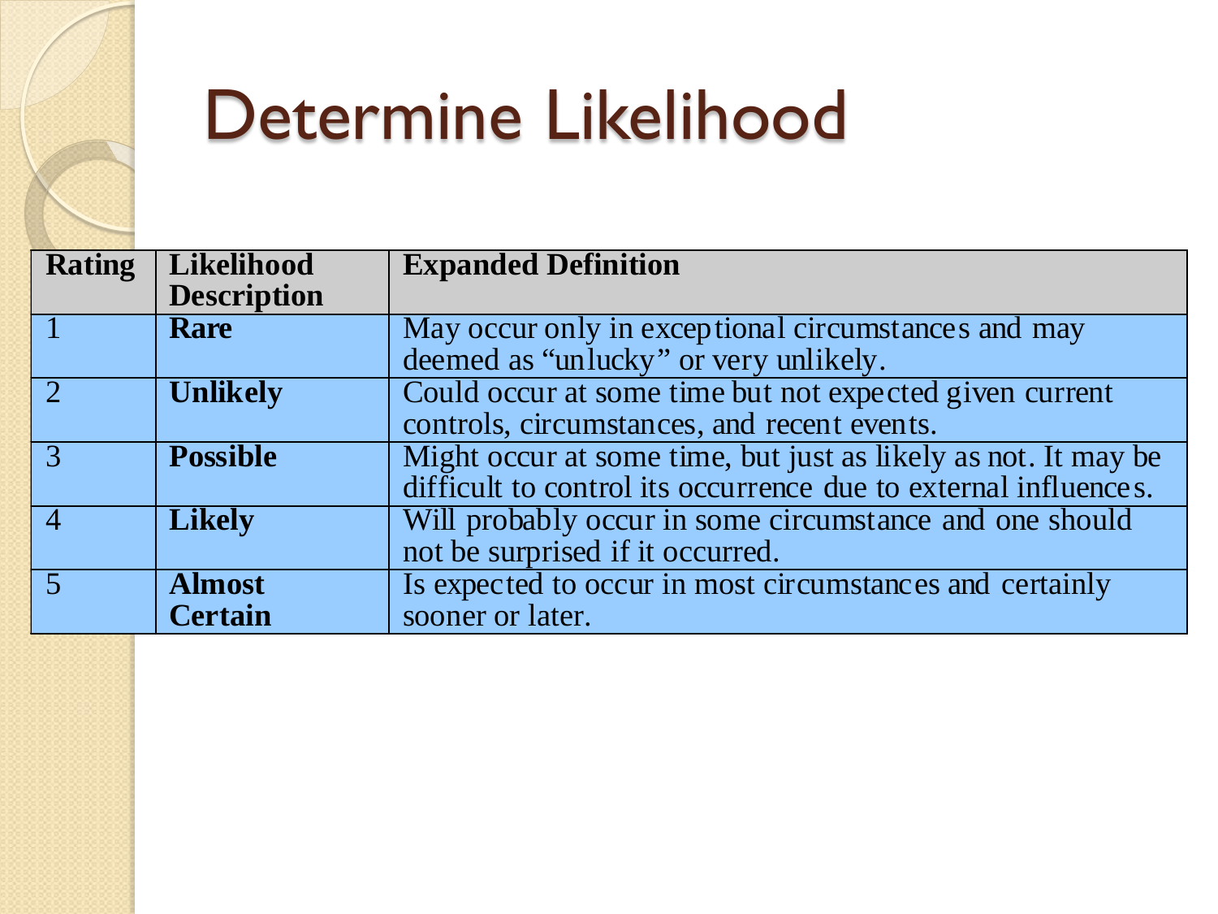# Determine Likelihood

| Rating | Likelihood Description | Expanded Definition |
|---|---|---|
| 1 | **Rare** | May occur only in exceptional circumstances and may deemed as "unlucky" or very unlikely. |
| 2 | **Unlikely** | Could occur at some time but not expected given current controls, circumstances, and recent events. |
| 3 | **Possible** | Might occur at some time, but just as likely as not. It may be difficult to control its occurrence due to external influences. |
| 4 | **Likely** | Will probably occur in some circumstance and one should not be surprised if it occurred. |
| 5 | **Almost Certain** | Is expected to occur in most circumstances and certainly sooner or later. |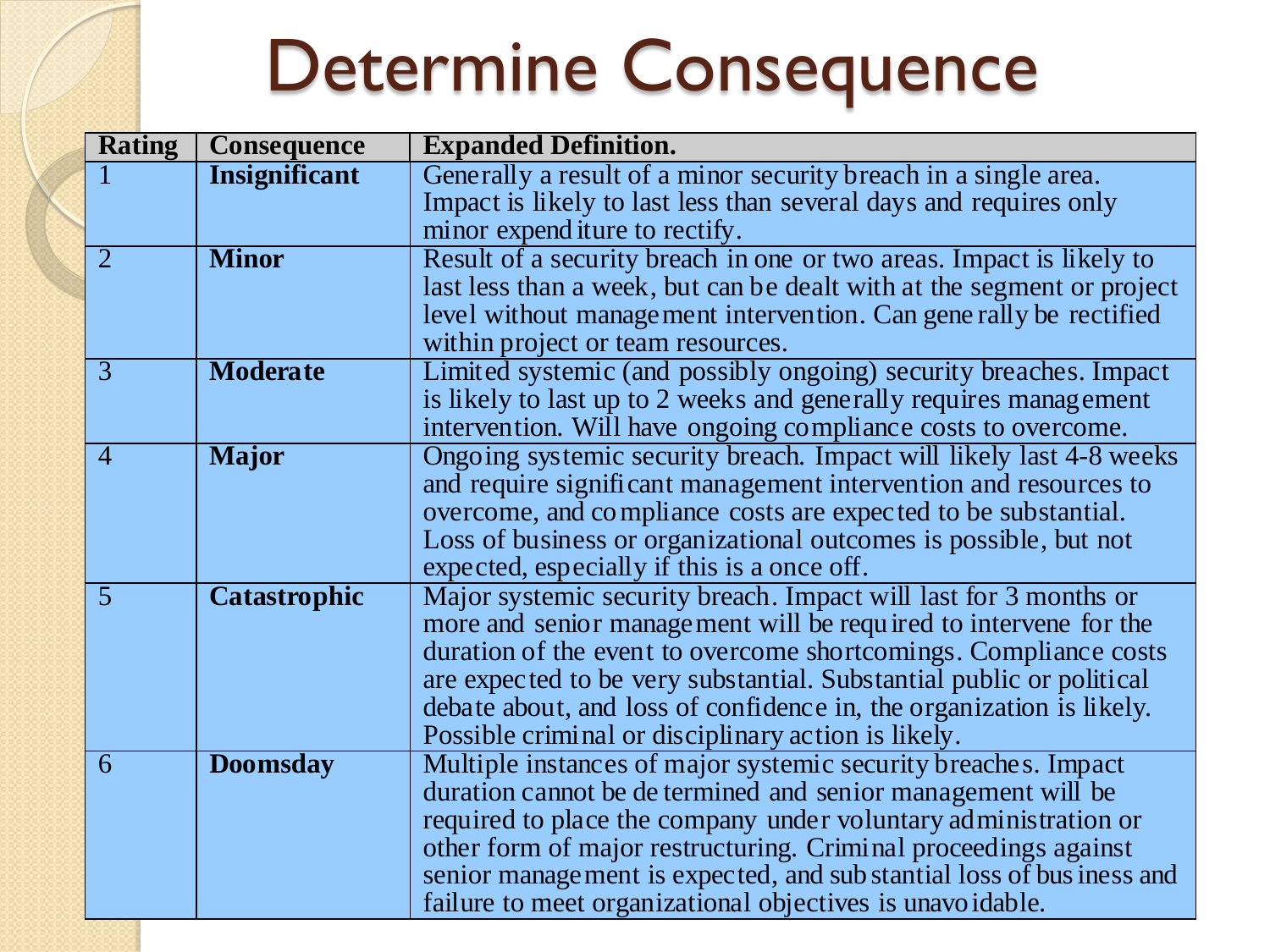# Determine Consequence

| Rating | Consequence | Expanded Definition. |
|---|---|---|
| 1 | **Insignificant** | Generally a result of a minor security breach in a single area. Impact is likely to last less than several days and requires only minor expenditure to rectify. |
| 2 | **Minor** | Result of a security breach in one or two areas. Impact is likely to last less than a week, but can be dealt with at the segment or project level without management intervention. Can generally be rectified within project or team resources. |
| 3 | **Moderate** | Limited systemic (and possibly ongoing) security breaches. Impact is likely to last up to 2 weeks and generally requires management intervention. Will have ongoing compliance costs to overcome. |
| 4 | **Major** | Ongoing systemic security breach. Impact will likely last 4-8 weeks and require significant management intervention and resources to overcome, and compliance costs are expected to be substantial. Loss of business or organizational outcomes is possible, but not expected, especially if this is a once off. |
| 5 | **Catastrophic** | Major systemic security breach. Impact will last for 3 months or more and senior management will be required to intervene for the duration of the event to overcome shortcomings. Compliance costs are expected to be very substantial. Substantial public or political debate about, and loss of confidence in, the organization is likely. Possible criminal or disciplinary action is likely. |
| 6 | **Doomsday** | Multiple instances of major systemic security breaches. Impact duration cannot be determined and senior management will be required to place the company under voluntary administration or other form of major restructuring. Criminal proceedings against senior management is expected, and substantial loss of business and failure to meet organizational objectives is unavoidable. |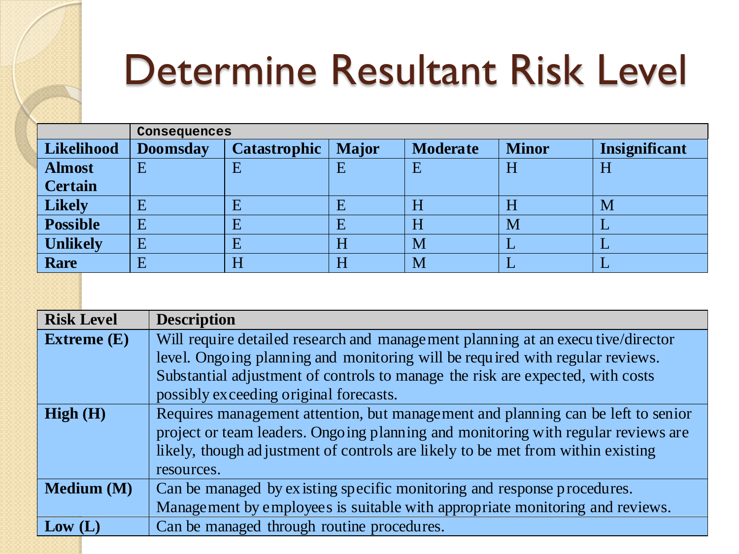# Determine Resultant Risk Level

| | Consequences | | | | | |
|---|---|---|---|---|---|---|
| **Likelihood** | **Doomsday** | **Catastrophic** | **Major** | **Moderate** | **Minor** | **Insignificant** |
| **Almost Certain** | E | E | E | E | H | H |
| **Likely** | E | E | E | H | H | M |
| **Possible** | E | E | E | H | M | L |
| **Unlikely** | E | E | H | M | L | L |
| **Rare** | E | H | H | M | L | L |

| **Risk Level** | **Description** |
|---|---|
| **Extreme (E)** | Will require detailed research and management planning at an executive/director level. Ongoing planning and monitoring will be required with regular reviews. Substantial adjustment of controls to manage the risk are expected, with costs possibly exceeding original forecasts. |
| **High (H)** | Requires management attention, but management and planning can be left to senior project or team leaders. Ongoing planning and monitoring with regular reviews are likely, though adjustment of controls are likely to be met from within existing resources. |
| **Medium (M)** | Can be managed by existing specific monitoring and response procedures. Management by employees is suitable with appropriate monitoring and reviews. |
| **Low (L)** | Can be managed through routine procedures. |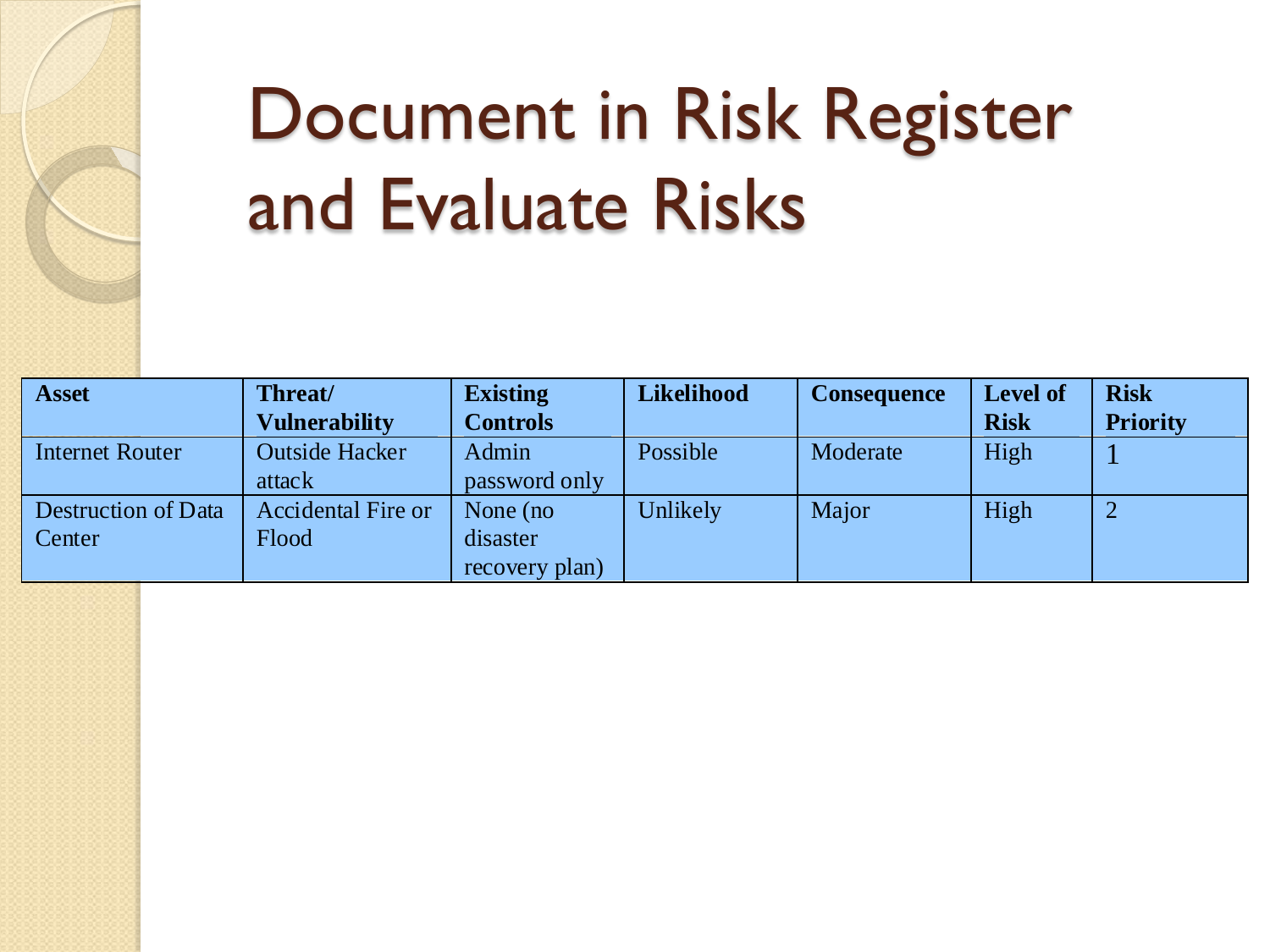# Document in Risk Register and Evaluate Risks

| Asset | Threat/ Vulnerability | Existing Controls | Likelihood | Consequence | Level of Risk | Risk Priority |
|---|---|---|---|---|---|---|
| Internet Router | Outside Hacker attack | Admin password only | Possible | Moderate | High | 1 |
| Destruction of Data Center | Accidental Fire or Flood | None (no disaster recovery plan) | Unlikely | Major | High | 2 |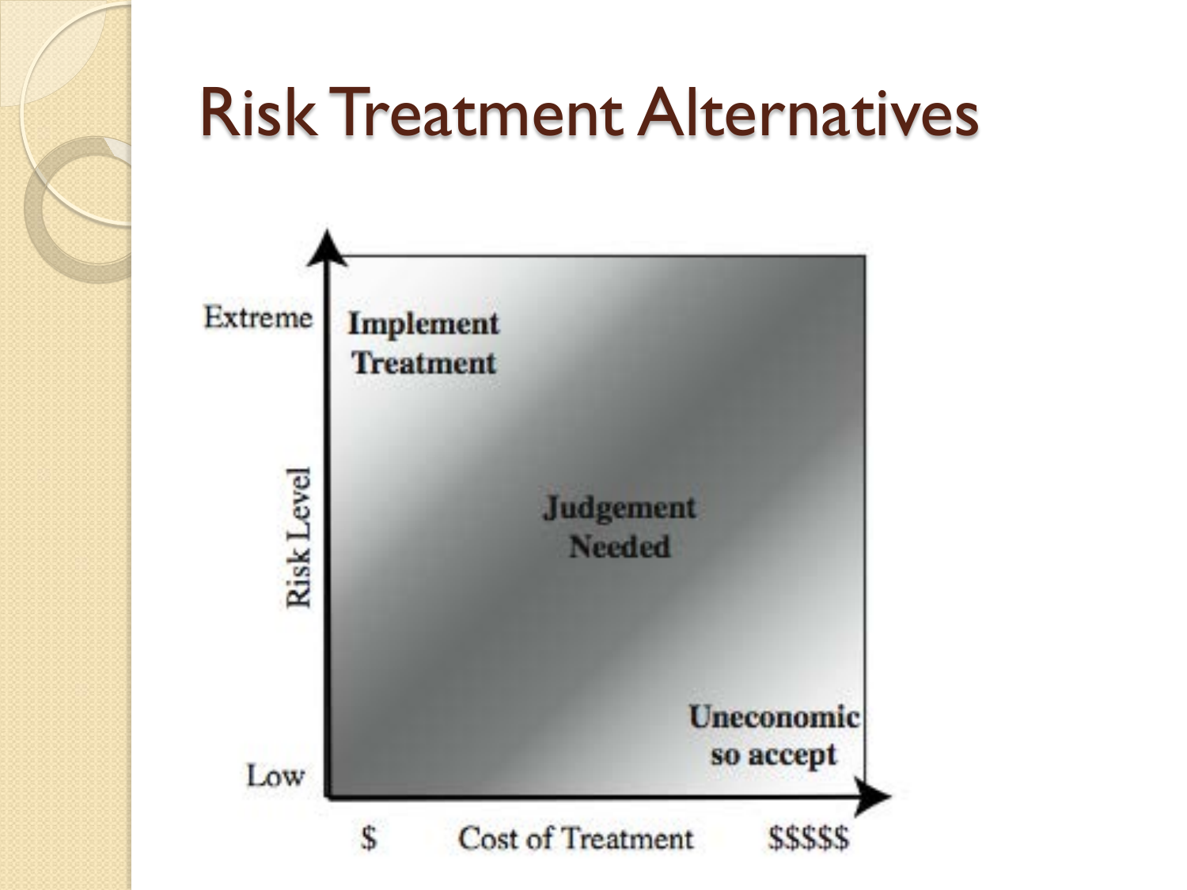# Risk Treatment Alternatives

Extreme

Risk Level

Low

Implement Treatment

Judgement Needed

Uneconomic so accept

$ Cost of Treatment $$$$$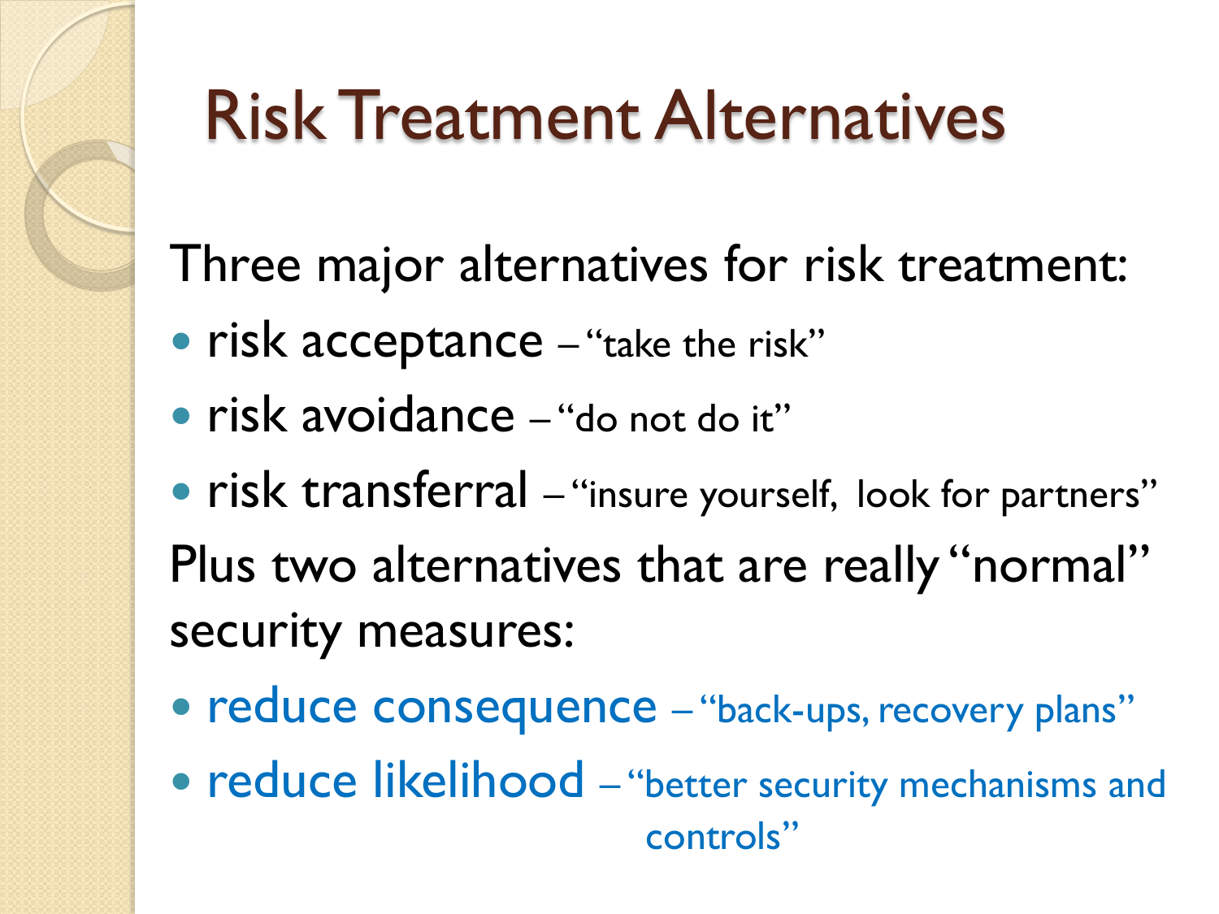# Risk Treatment Alternatives

Three major alternatives for risk treatment:

- risk acceptance – "take the risk"
- risk avoidance – "do not do it"
- risk transferral – "insure yourself, look for partners"

Plus two alternatives that are really "normal" security measures:

- reduce consequence – "back-ups, recovery plans"
- reduce likelihood – "better security mechanisms and controls"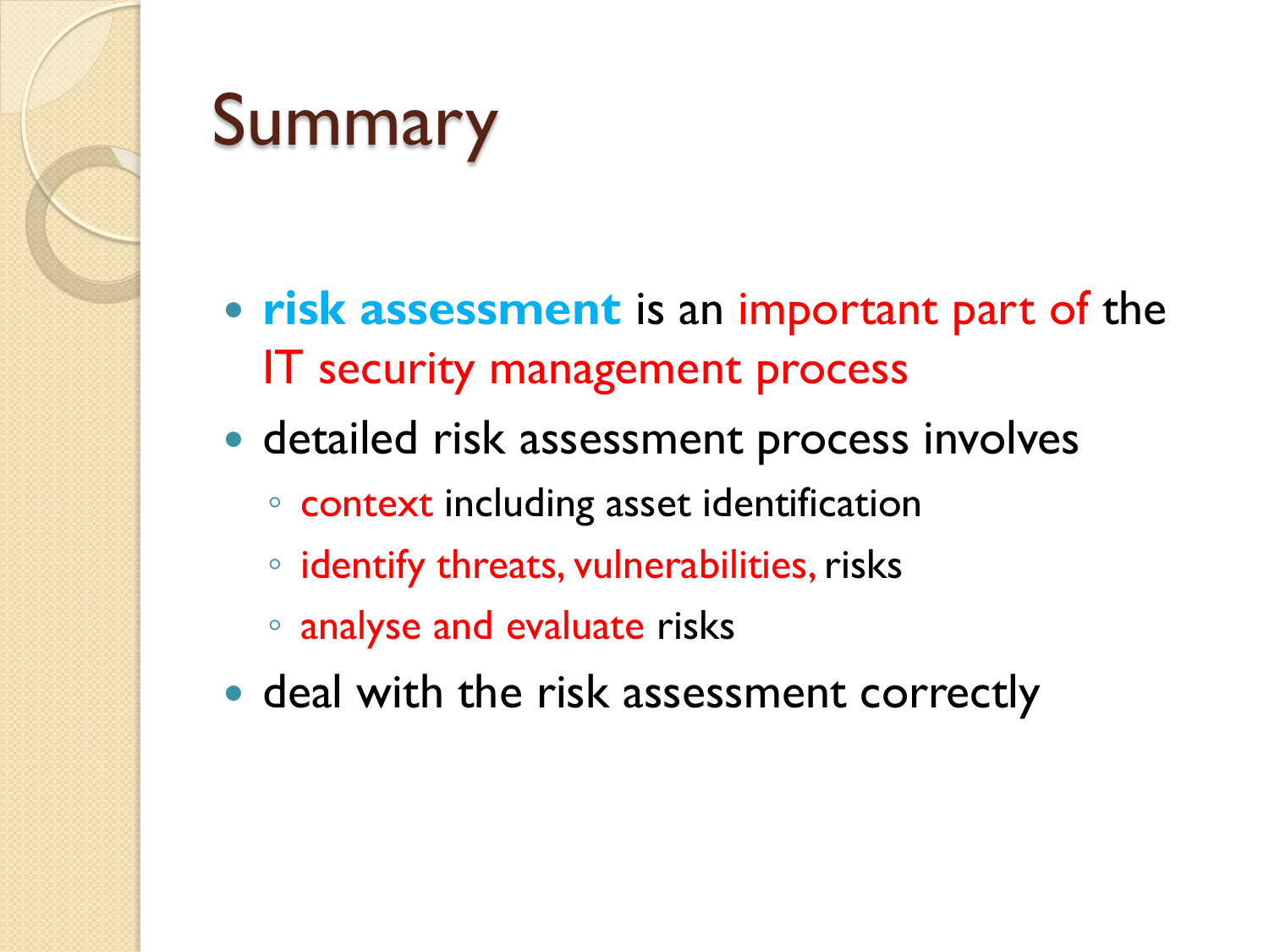# Summary

- risk assessment is an important part of the IT security management process
- detailed risk assessment process involves
  - context including asset identification
  - identify threats, vulnerabilities, risks
  - analyse and evaluate risks
- deal with the risk assessment correctly